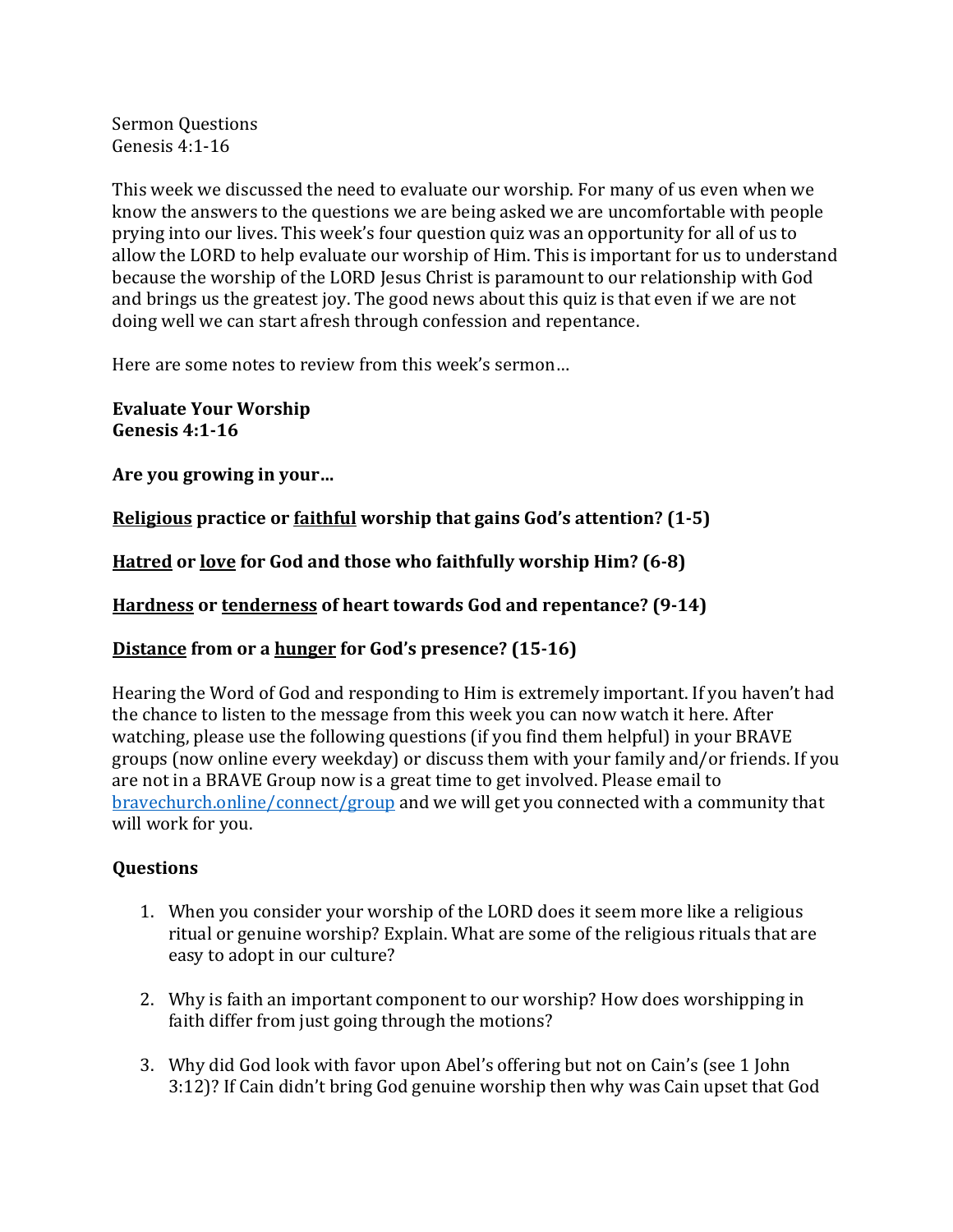Sermon Questions
Genesis 4:1-16

This week we discussed the need to evaluate our worship. For many of us even when we know the answers to the questions we are being asked we are uncomfortable with people prying into our lives. This week's four question quiz was an opportunity for all of us to allow the LORD to help evaluate our worship of Him. This is important for us to understand because the worship of the LORD Jesus Christ is paramount to our relationship with God and brings us the greatest joy. The good news about this quiz is that even if we are not doing well we can start afresh through confession and repentance.

Here are some notes to review from this week's sermon…

**Evaluate Your Worship**
**Genesis 4:1-16**

**Are you growing in your…**

**<u>Religious</u> practice or <u>faithful</u> worship that gains God's attention? (1-5)**

**<u>Hatred</u> or <u>love</u> for God and those who faithfully worship Him? (6-8)**

**<u>Hardness</u> or <u>tenderness</u> of heart towards God and repentance? (9-14)**

**<u>Distance</u> from or a <u>hunger</u> for God's presence? (15-16)**

Hearing the Word of God and responding to Him is extremely important. If you haven't had the chance to listen to the message from this week you can now watch it here. After watching, please use the following questions (if you find them helpful) in your BRAVE groups (now online every weekday) or discuss them with your family and/or friends. If you are not in a BRAVE Group now is a great time to get involved. Please email to [bravechurch.online/connect/group](bravechurch.online/connect/group) and we will get you connected with a community that will work for you.

**Questions**

1. When you consider your worship of the LORD does it seem more like a religious ritual or genuine worship? Explain. What are some of the religious rituals that are easy to adopt in our culture?

2. Why is faith an important component to our worship? How does worshipping in faith differ from just going through the motions?

3. Why did God look with favor upon Abel's offering but not on Cain's (see 1 John 3:12)? If Cain didn't bring God genuine worship then why was Cain upset that God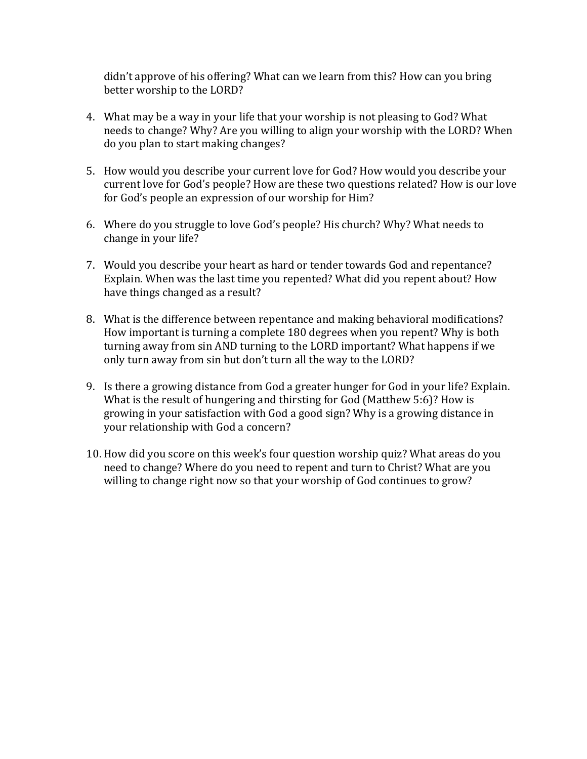didn't approve of his offering? What can we learn from this? How can you bring better worship to the LORD?

4. What may be a way in your life that your worship is not pleasing to God? What needs to change? Why? Are you willing to align your worship with the LORD? When do you plan to start making changes?

5. How would you describe your current love for God? How would you describe your current love for God's people? How are these two questions related? How is our love for God's people an expression of our worship for Him?

6. Where do you struggle to love God's people? His church? Why? What needs to change in your life?

7. Would you describe your heart as hard or tender towards God and repentance? Explain. When was the last time you repented? What did you repent about? How have things changed as a result?

8. What is the difference between repentance and making behavioral modifications? How important is turning a complete 180 degrees when you repent? Why is both turning away from sin AND turning to the LORD important? What happens if we only turn away from sin but don't turn all the way to the LORD?

9. Is there a growing distance from God a greater hunger for God in your life? Explain. What is the result of hungering and thirsting for God (Matthew 5:6)? How is growing in your satisfaction with God a good sign? Why is a growing distance in your relationship with God a concern?

10. How did you score on this week's four question worship quiz? What areas do you need to change? Where do you need to repent and turn to Christ? What are you willing to change right now so that your worship of God continues to grow?